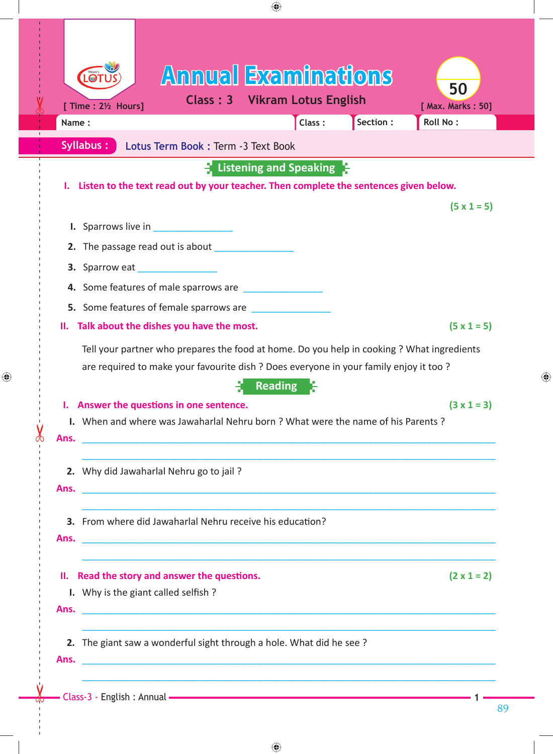# Annual Examinations

**Class : 3 Vikram Lotus English**

[ Time : 2½ Hours] **50** [ Max. Marks : 50]

Name : Class : Section : Roll No :

**Syllabus :** Lotus Term Book : Term -3 Text Book

## Listening and Speaking

**I. Listen to the text read out by your teacher. Then complete the sentences given below.** **(5 x 1 = 5)**

1. Sparrows live in _______________
2. The passage read out is about _______________
3. Sparrow eat _______________
4. Some features of male sparrows are _______________
5. Some features of female sparrows are _______________

**II. Talk about the dishes you have the most.** **(5 x 1 = 5)**

Tell your partner who prepares the food at home. Do you help in cooking ? What ingredients are required to make your favourite dish ? Does everyone in your family enjoy it too ?

## Reading

**I. Answer the questions in one sentence.** **(3 x 1 = 3)**

1. When and where was Jawaharlal Nehru born ? What were the name of his Parents ?

**Ans.** ________________________________________________

________________________________________________

2. Why did Jawaharlal Nehru go to jail ?

**Ans.** ________________________________________________

________________________________________________

3. From where did Jawaharlal Nehru receive his education?

**Ans.** ________________________________________________

________________________________________________

**II. Read the story and answer the questions.** **(2 x 1 = 2)**

1. Why is the giant called selfish ?

**Ans.** ________________________________________________

________________________________________________

2. The giant saw a wonderful sight through a hole. What did he see ?

**Ans.** ________________________________________________

________________________________________________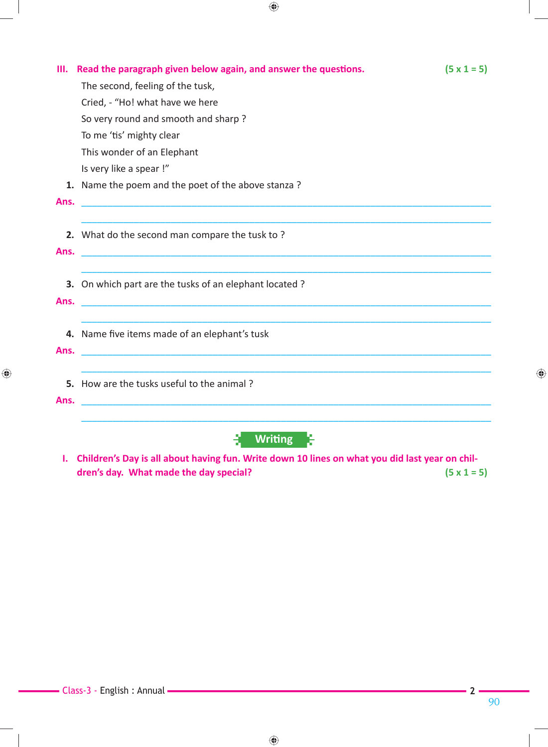**III. Read the paragraph given below again, and answer the questions.** **(5 x 1 = 5)**

The second, feeling of the tust,
Cried, - "Ho! what have we here
So very round and smooth and sharp ?
To me 'tis' mighty clear
This wonder of an Elephant
Is very like a spear !"

1. Name the poem and the poet of the above stanza ?

**Ans.** ____________________________________________

____________________________________________

2. What do the second man compare the tusk to ?

**Ans.** ____________________________________________

____________________________________________

3. On which part are the tusks of an elephant located ?

**Ans.** ____________________________________________

____________________________________________

4. Name five items made of an elephant's tusk

**Ans.** ____________________________________________

____________________________________________

5. How are the tusks useful to the animal ?

**Ans.** ____________________________________________

____________________________________________

## Writing

**I. Children's Day is all about having fun. Write down 10 lines on what you did last year on children's day. What made the day special?** **(5 x 1 = 5)**

**III. Read the paragraph given below again, and answer the questions.** **(5 x 1 = 5)**

The second, feeling of the tusk,
Cried, - "Ho! what have we here
So very round and smooth and sharp ?
To me 'tis' mighty clear
This wonder of an Elephant
Is very like a spear !"

1. Name the poem and the poet of the above stanza ?

**Ans.** ____________________________________________

____________________________________________

2. What do the second man compare the tusk to ?

**Ans.** ____________________________________________

____________________________________________

3. On which part are the tusks of an elephant located ?

**Ans.** ____________________________________________

____________________________________________

4. Name five items made of an elephant's tusk

**Ans.** ____________________________________________

____________________________________________

5. How are the tusks useful to the animal ?

**Ans.** ____________________________________________

____________________________________________

## Writing

**I. Children's Day is all about having fun. Write down 10 lines on what you did last year on children's day. What made the day special?** **(5 x 1 = 5)**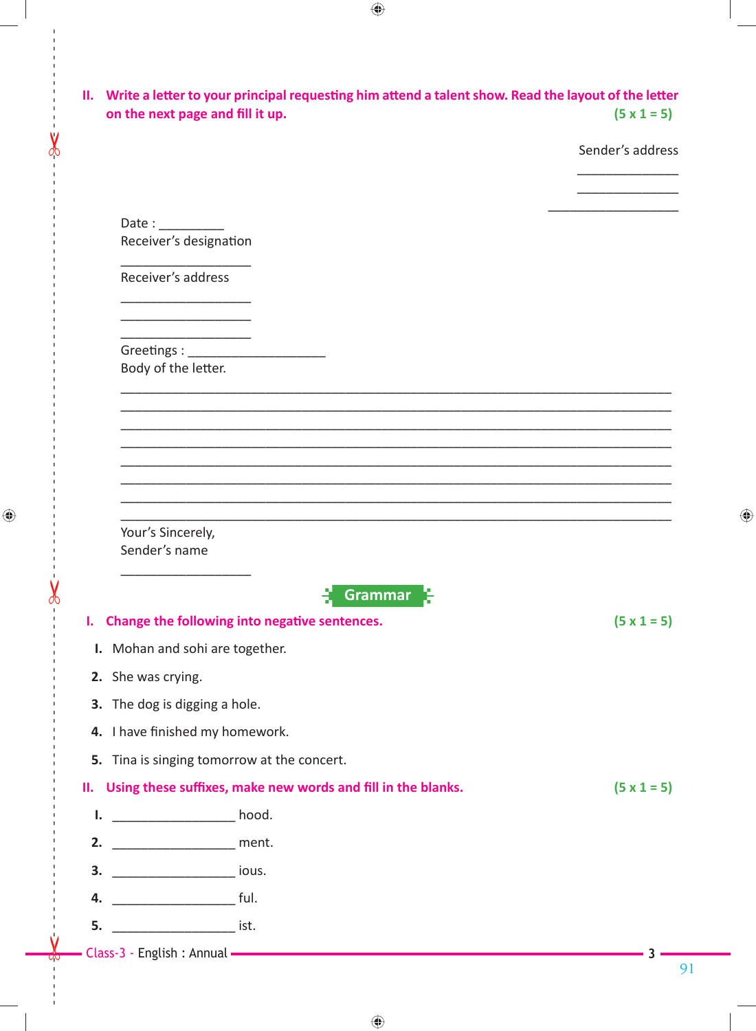**II. Write a letter to your principal requesting him attend a talent show. Read the layout of the letter on the next page and fill it up.** **(5 x 1 = 5)**

Sender's address

______________

______________

___________________

Date : _________

Receiver's designation

___________________

Receiver's address

___________________

___________________

___________________

Greetings : ____________________

Body of the letter.

________________________________________________________________________________

________________________________________________________________________________

________________________________________________________________________________

________________________________________________________________________________

________________________________________________________________________________

________________________________________________________________________________

________________________________________________________________________________

________________________________________________________________________________

Your's Sincerely,

Sender's name

___________________

## Grammar

**I. Change the following into negative sentences.** **(5 x 1 = 5)**

1. Mohan and sohi are together.
2. She was crying.
3. The dog is digging a hole.
4. I have finished my homework.
5. Tina is singing tomorrow at the concert.

**II. Using these suffixes, make new words and fill in the blanks.** **(5 x 1 = 5)**

1. __________________ hood.
2. __________________ ment.
3. __________________ ious.
4. __________________ ful.
5. __________________ ist.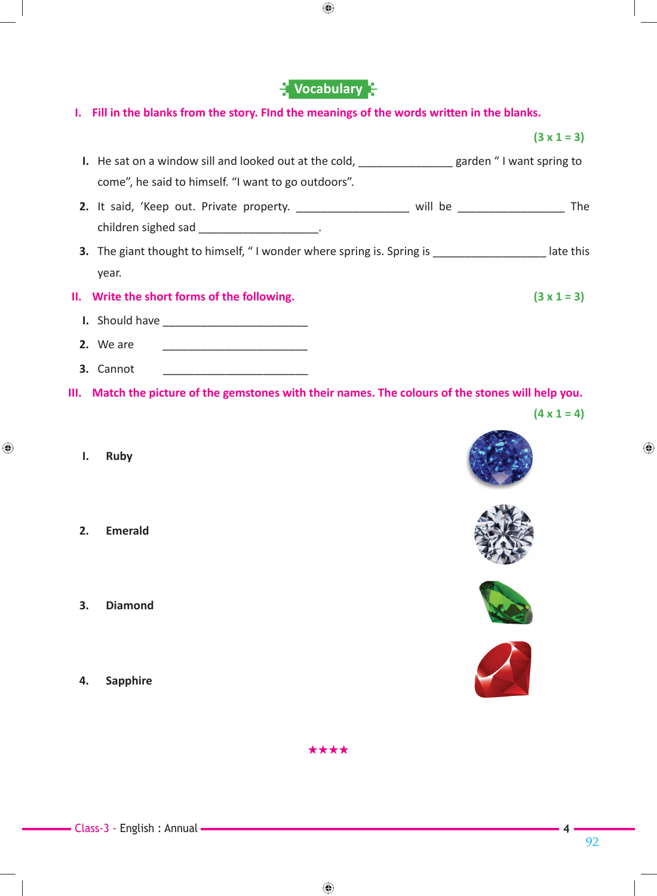## Vocabulary

**I. Fill in the blanks from the story. FInd the meanings of the words written in the blanks.**

**(3 x 1 = 3)**

1. He sat on a window sill and looked out at the cold, _______________ garden " I want spring to come", he said to himself. "I want to go outdoors".
2. It said, 'Keep out. Private property. __________________ will be _________________ The children sighed sad ___________________.
3. The giant thought to himself, " I wonder where spring is. Spring is __________________ late this year.

**II. Write the short forms of the following.** **(3 x 1 = 3)**

1. Should have _______________________
2. We are _______________________
3. Cannot _______________________

**III. Match the picture of the gemstones with their names. The colours of the stones will help you.**

**(4 x 1 = 4)**

1. **Ruby**
2. **Emerald**
3. **Diamond**
4. **Sapphire**

★★★★